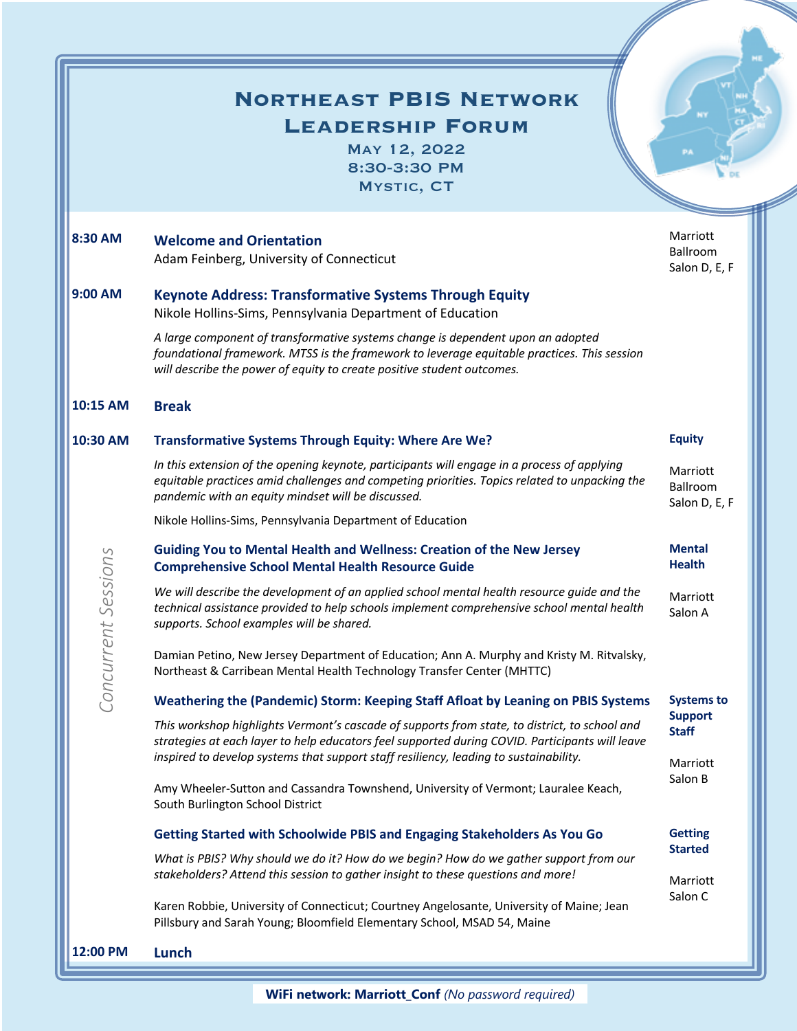# Northeast PBIS Network Leadership Forum

### May 12, 2022
### 8:30-3:30 PM
### Mystic, CT

**8:30 AM** — **Welcome and Orientation**
Adam Feinberg, University of Connecticut
*Marriott Ballroom Salon D, E, F*

**9:00 AM** — **Keynote Address: Transformative Systems Through Equity**
Nikole Hollins-Sims, Pennsylvania Department of Education

*A large component of transformative systems change is dependent upon an adopted foundational framework. MTSS is the framework to leverage equitable practices. This session will describe the power of equity to create positive student outcomes.*

**10:15 AM** — **Break**

**10:30 AM** — *Concurrent Sessions*

**Transformative Systems Through Equity: Where Are We?**
**Equity** — Marriott Ballroom Salon D, E, F

*In this extension of the opening keynote, participants will engage in a process of applying equitable practices amid challenges and competing priorities. Topics related to unpacking the pandemic with an equity mindset will be discussed.*

Nikole Hollins-Sims, Pennsylvania Department of Education

**Guiding You to Mental Health and Wellness: Creation of the New Jersey Comprehensive School Mental Health Resource Guide**
**Mental Health** — Marriott Salon A

*We will describe the development of an applied school mental health resource guide and the technical assistance provided to help schools implement comprehensive school mental health supports. School examples will be shared.*

Damian Petino, New Jersey Department of Education; Ann A. Murphy and Kristy M. Ritvalsky, Northeast & Carribean Mental Health Technology Transfer Center (MHTTC)

**Weathering the (Pandemic) Storm: Keeping Staff Afloat by Leaning on PBIS Systems**
**Systems to Support Staff** — Marriott Salon B

*This workshop highlights Vermont's cascade of supports from state, to district, to school and strategies at each layer to help educators feel supported during COVID. Participants will leave inspired to develop systems that support staff resiliency, leading to sustainability.*

Amy Wheeler-Sutton and Cassandra Townshend, University of Vermont; Lauralee Keach, South Burlington School District

**Getting Started with Schoolwide PBIS and Engaging Stakeholders As You Go**
**Getting Started** — Marriott Salon C

*What is PBIS? Why should we do it? How do we begin? How do we gather support from our stakeholders? Attend this session to gather insight to these questions and more!*

Karen Robbie, University of Connecticut; Courtney Angelosante, University of Maine; Jean Pillsbury and Sarah Young; Bloomfield Elementary School, MSAD 54, Maine

**12:00 PM** — **Lunch**

**WiFi network: Marriott_Conf** *(No password required)*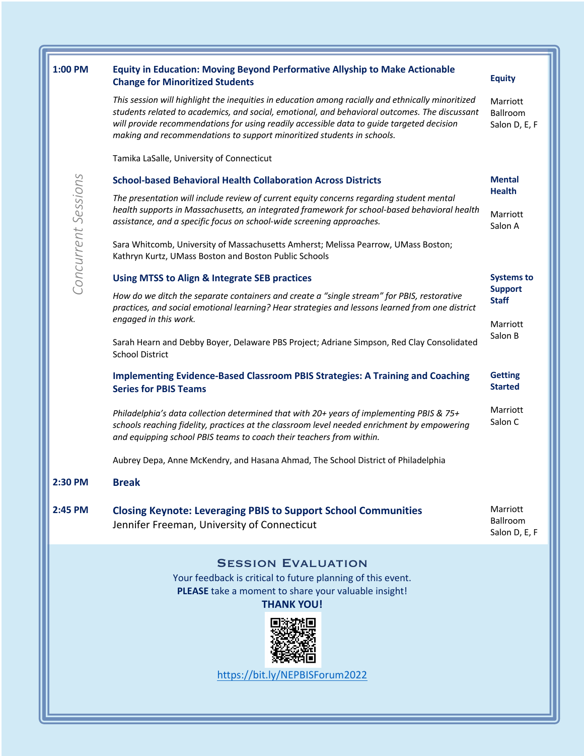**1:00 PM** — *Concurrent Sessions*

### Equity in Education: Moving Beyond Performative Allyship to Make Actionable Change for Minoritized Students

**Equity**

Marriott Ballroom Salon D, E, F

*This session will highlight the inequities in education among racially and ethnically minoritized students related to academics, and social, emotional, and behavioral outcomes. The discussant will provide recommendations for using readily accessible data to guide targeted decision making and recommendations to support minoritized students in schools.*

Tamika LaSalle, University of Connecticut

### School-based Behavioral Health Collaboration Across Districts

**Mental Health**

Marriott Salon A

*The presentation will include review of current equity concerns regarding student mental health supports in Massachusetts, an integrated framework for school-based behavioral health assistance, and a specific focus on school-wide screening approaches.*

Sara Whitcomb, University of Massachusetts Amherst; Melissa Pearrow, UMass Boston; Kathryn Kurtz, UMass Boston and Boston Public Schools

### Using MTSS to Align & Integrate SEB practices

**Systems to Support Staff**

Marriott Salon B

*How do we ditch the separate containers and create a "single stream" for PBIS, restorative practices, and social emotional learning? Hear strategies and lessons learned from one district engaged in this work.*

Sarah Hearn and Debby Boyer, Delaware PBS Project; Adriane Simpson, Red Clay Consolidated School District

### Implementing Evidence-Based Classroom PBIS Strategies: A Training and Coaching Series for PBIS Teams

**Getting Started**

Marriott Salon C

*Philadelphia's data collection determined that with 20+ years of implementing PBIS & 75+ schools reaching fidelity, practices at the classroom level needed enrichment by empowering and equipping school PBIS teams to coach their teachers from within.*

Aubrey Depa, Anne McKendry, and Hasana Ahmad, The School District of Philadelphia

**2:30 PM** — **Break**

**2:45 PM** — **Closing Keynote: Leveraging PBIS to Support School Communities**

Jennifer Freeman, University of Connecticut

Marriott Ballroom Salon D, E, F

## Session Evaluation

Your feedback is critical to future planning of this event.

**PLEASE** take a moment to share your valuable insight!

**THANK YOU!**

https://bit.ly/NEPBISForum2022